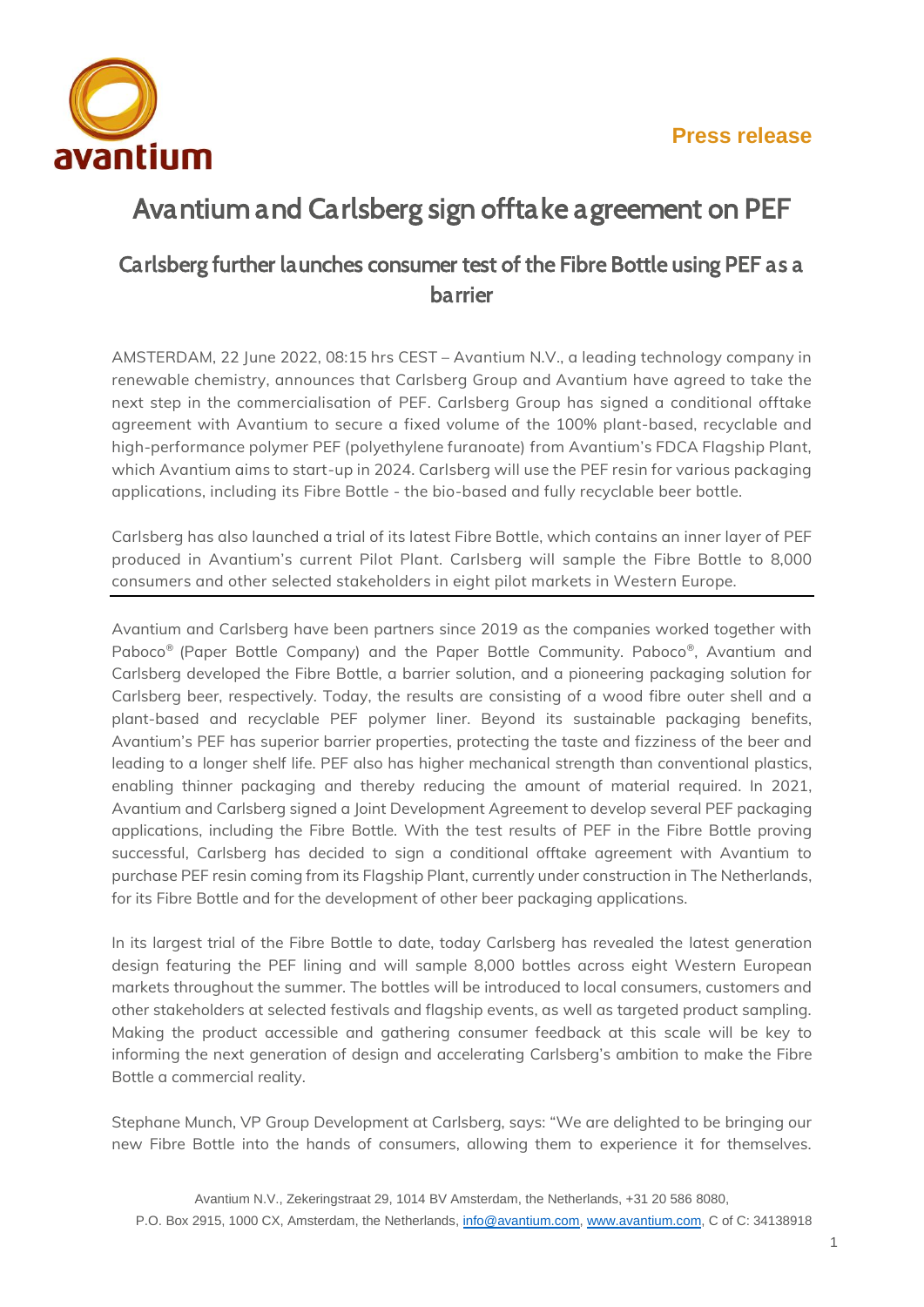**Press release**

# Avantium and Carlsberg sign offtake agreement on PEF

## Carlsberg further launches consumer test of the Fibre Bottle using PEF as a barrier

AMSTERDAM, 22 June 2022, 08:15 hrs CEST – Avantium N.V., a leading technology company in renewable chemistry, announces that Carlsberg Group and Avantium have agreed to take the next step in the commercialisation of PEF. Carlsberg Group has signed a conditional offtake agreement with Avantium to secure a fixed volume of the 100% plant-based, recyclable and high-performance polymer PEF (polyethylene furanoate) from Avantium's FDCA Flagship Plant, which Avantium aims to start-up in 2024. Carlsberg will use the PEF resin for various packaging applications, including its Fibre Bottle - the bio-based and fully recyclable beer bottle.

Carlsberg has also launched a trial of its latest Fibre Bottle, which contains an inner layer of PEF produced in Avantium's current Pilot Plant. Carlsberg will sample the Fibre Bottle to 8,000 consumers and other selected stakeholders in eight pilot markets in Western Europe.

---

Avantium and Carlsberg have been partners since 2019 as the companies worked together with Paboco® (Paper Bottle Company) and the Paper Bottle Community. Paboco®, Avantium and Carlsberg developed the Fibre Bottle, a barrier solution, and a pioneering packaging solution for Carlsberg beer, respectively. Today, the results are consisting of a wood fibre outer shell and a plant-based and recyclable PEF polymer liner. Beyond its sustainable packaging benefits, Avantium's PEF has superior barrier properties, protecting the taste and fizziness of the beer and leading to a longer shelf life. PEF also has higher mechanical strength than conventional plastics, enabling thinner packaging and thereby reducing the amount of material required. In 2021, Avantium and Carlsberg signed a Joint Development Agreement to develop several PEF packaging applications, including the Fibre Bottle. With the test results of PEF in the Fibre Bottle proving successful, Carlsberg has decided to sign a conditional offtake agreement with Avantium to purchase PEF resin coming from its Flagship Plant, currently under construction in The Netherlands, for its Fibre Bottle and for the development of other beer packaging applications.

In its largest trial of the Fibre Bottle to date, today Carlsberg has revealed the latest generation design featuring the PEF lining and will sample 8,000 bottles across eight Western European markets throughout the summer. The bottles will be introduced to local consumers, customers and other stakeholders at selected festivals and flagship events, as well as targeted product sampling. Making the product accessible and gathering consumer feedback at this scale will be key to informing the next generation of design and accelerating Carlsberg's ambition to make the Fibre Bottle a commercial reality.

Stephane Munch, VP Group Development at Carlsberg, says: "We are delighted to be bringing our new Fibre Bottle into the hands of consumers, allowing them to experience it for themselves.

Avantium N.V., Zekeringstraat 29, 1014 BV Amsterdam, the Netherlands, +31 20 586 8080,
P.O. Box 2915, 1000 CX, Amsterdam, the Netherlands, info@avantium.com, www.avantium.com, C of C: 34138918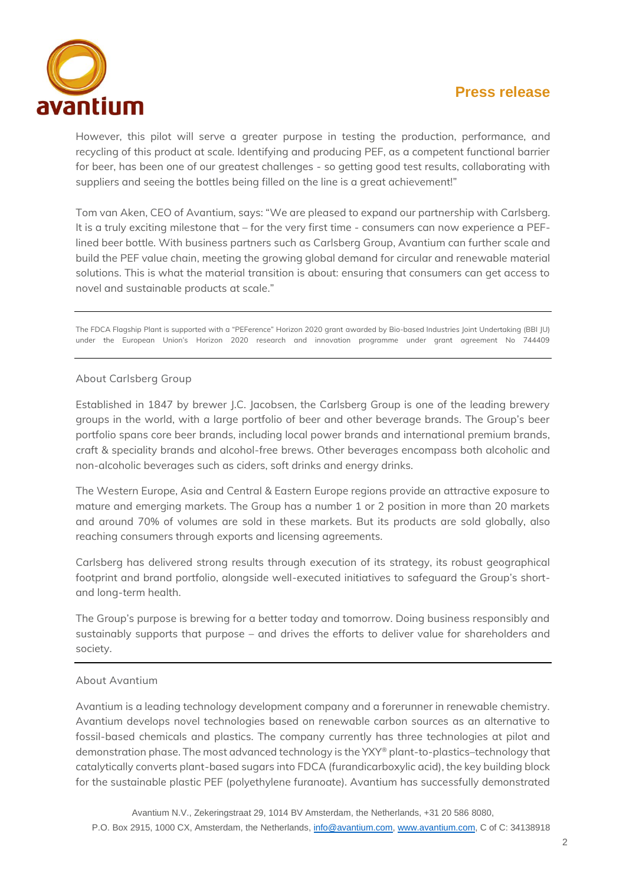However, this pilot will serve a greater purpose in testing the production, performance, and recycling of this product at scale. Identifying and producing PEF, as a competent functional barrier for beer, has been one of our greatest challenges - so getting good test results, collaborating with suppliers and seeing the bottles being filled on the line is a great achievement!"

Tom van Aken, CEO of Avantium, says: "We are pleased to expand our partnership with Carlsberg. It is a truly exciting milestone that – for the very first time - consumers can now experience a PEF-lined beer bottle. With business partners such as Carlsberg Group, Avantium can further scale and build the PEF value chain, meeting the growing global demand for circular and renewable material solutions. This is what the material transition is about: ensuring that consumers can get access to novel and sustainable products at scale."

---

The FDCA Flagship Plant is supported with a "PEFerence" Horizon 2020 grant awarded by Bio-based Industries Joint Undertaking (BBI JU) under the European Union's Horizon 2020 research and innovation programme under grant agreement No 744409

---

About Carlsberg Group

Established in 1847 by brewer J.C. Jacobsen, the Carlsberg Group is one of the leading brewery groups in the world, with a large portfolio of beer and other beverage brands. The Group's beer portfolio spans core beer brands, including local power brands and international premium brands, craft & speciality brands and alcohol-free brews. Other beverages encompass both alcoholic and non-alcoholic beverages such as ciders, soft drinks and energy drinks.

The Western Europe, Asia and Central & Eastern Europe regions provide an attractive exposure to mature and emerging markets. The Group has a number 1 or 2 position in more than 20 markets and around 70% of volumes are sold in these markets. But its products are sold globally, also reaching consumers through exports and licensing agreements.

Carlsberg has delivered strong results through execution of its strategy, its robust geographical footprint and brand portfolio, alongside well-executed initiatives to safeguard the Group's short- and long-term health.

The Group's purpose is brewing for a better today and tomorrow. Doing business responsibly and sustainably supports that purpose – and drives the efforts to deliver value for shareholders and society.

---

About Avantium

Avantium is a leading technology development company and a forerunner in renewable chemistry. Avantium develops novel technologies based on renewable carbon sources as an alternative to fossil-based chemicals and plastics. The company currently has three technologies at pilot and demonstration phase. The most advanced technology is the YXY® plant-to-plastics–technology that catalytically converts plant-based sugars into FDCA (furandicarboxylic acid), the key building block for the sustainable plastic PEF (polyethylene furanoate). Avantium has successfully demonstrated

Avantium N.V., Zekeringstraat 29, 1014 BV Amsterdam, the Netherlands, +31 20 586 8080,
P.O. Box 2915, 1000 CX, Amsterdam, the Netherlands, info@avantium.com, www.avantium.com, C of C: 34138918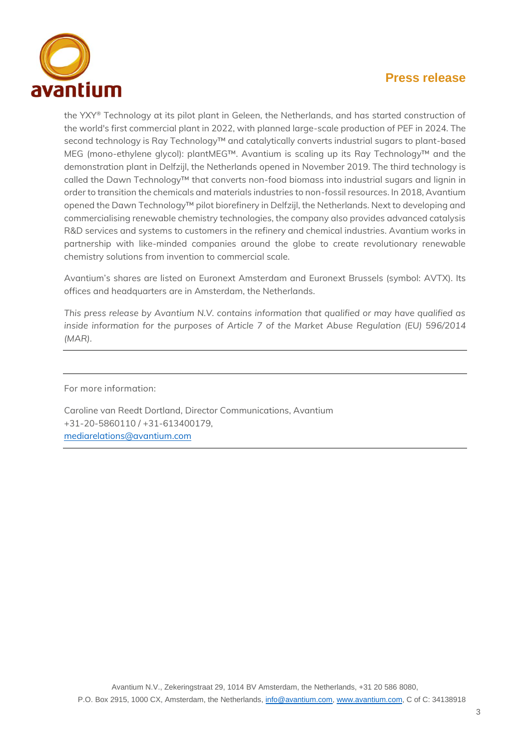the YXY® Technology at its pilot plant in Geleen, the Netherlands, and has started construction of the world's first commercial plant in 2022, with planned large-scale production of PEF in 2024. The second technology is Ray Technology™ and catalytically converts industrial sugars to plant-based MEG (mono-ethylene glycol): plantMEG™. Avantium is scaling up its Ray Technology™ and the demonstration plant in Delfzijl, the Netherlands opened in November 2019. The third technology is called the Dawn Technology™ that converts non-food biomass into industrial sugars and lignin in order to transition the chemicals and materials industries to non-fossil resources. In 2018, Avantium opened the Dawn Technology™ pilot biorefinery in Delfzijl, the Netherlands. Next to developing and commercialising renewable chemistry technologies, the company also provides advanced catalysis R&D services and systems to customers in the refinery and chemical industries. Avantium works in partnership with like-minded companies around the globe to create revolutionary renewable chemistry solutions from invention to commercial scale.

Avantium's shares are listed on Euronext Amsterdam and Euronext Brussels (symbol: AVTX). Its offices and headquarters are in Amsterdam, the Netherlands.

*This press release by Avantium N.V. contains information that qualified or may have qualified as inside information for the purposes of Article 7 of the Market Abuse Regulation (EU) 596/2014 (MAR).*

---

For more information:

Caroline van Reedt Dortland, Director Communications, Avantium
+31-20-5860110 / +31-613400179,
mediarelations@avantium.com

---

Avantium N.V., Zekeringstraat 29, 1014 BV Amsterdam, the Netherlands, +31 20 586 8080,
P.O. Box 2915, 1000 CX, Amsterdam, the Netherlands, info@avantium.com, www.avantium.com, C of C: 34138918